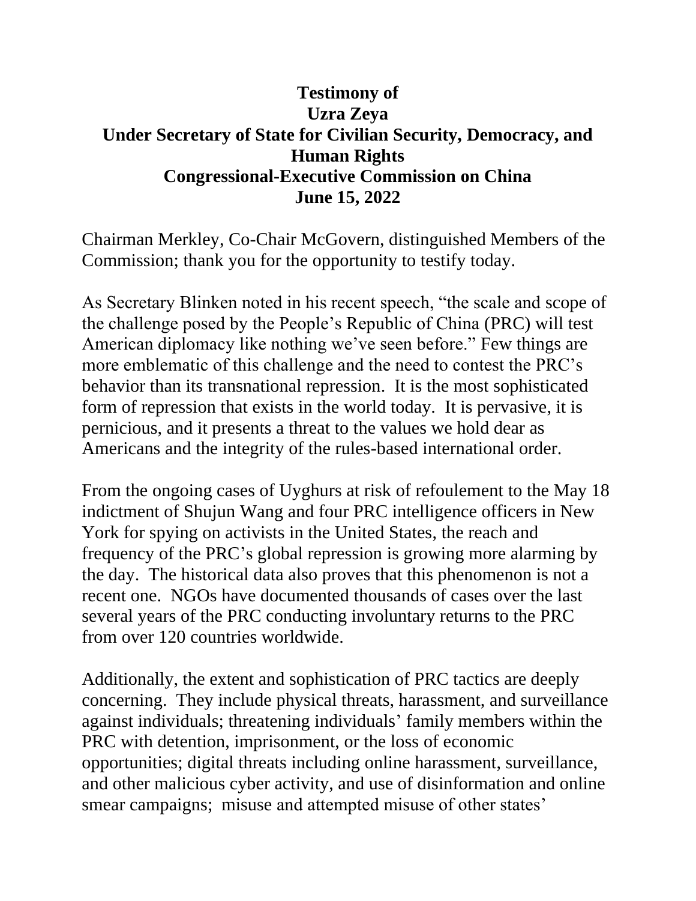**Testimony of**
**Uzra Zeya**
**Under Secretary of State for Civilian Security, Democracy, and Human Rights**
**Congressional-Executive Commission on China**
**June 15, 2022**

Chairman Merkley, Co-Chair McGovern, distinguished Members of the Commission; thank you for the opportunity to testify today.

As Secretary Blinken noted in his recent speech, "the scale and scope of the challenge posed by the People's Republic of China (PRC) will test American diplomacy like nothing we've seen before." Few things are more emblematic of this challenge and the need to contest the PRC's behavior than its transnational repression. It is the most sophisticated form of repression that exists in the world today. It is pervasive, it is pernicious, and it presents a threat to the values we hold dear as Americans and the integrity of the rules-based international order.

From the ongoing cases of Uyghurs at risk of refoulement to the May 18 indictment of Shujun Wang and four PRC intelligence officers in New York for spying on activists in the United States, the reach and frequency of the PRC's global repression is growing more alarming by the day. The historical data also proves that this phenomenon is not a recent one. NGOs have documented thousands of cases over the last several years of the PRC conducting involuntary returns to the PRC from over 120 countries worldwide.

Additionally, the extent and sophistication of PRC tactics are deeply concerning. They include physical threats, harassment, and surveillance against individuals; threatening individuals' family members within the PRC with detention, imprisonment, or the loss of economic opportunities; digital threats including online harassment, surveillance, and other malicious cyber activity, and use of disinformation and online smear campaigns; misuse and attempted misuse of other states'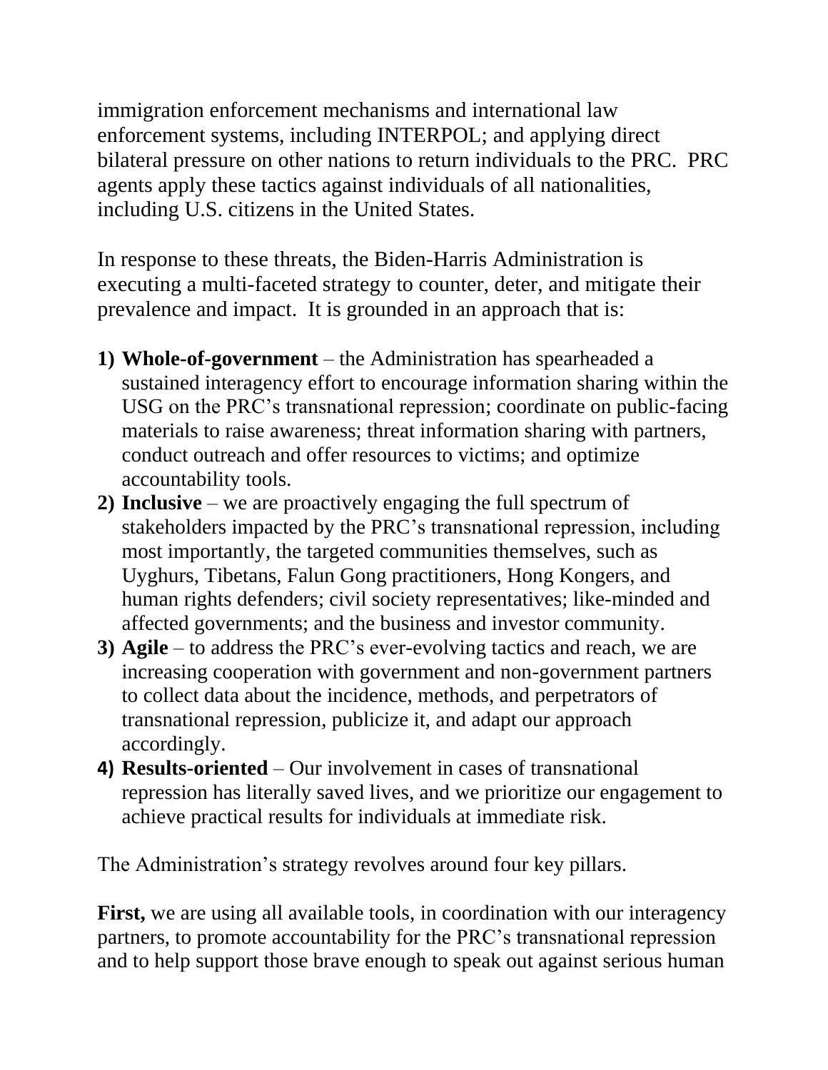immigration enforcement mechanisms and international law enforcement systems, including INTERPOL; and applying direct bilateral pressure on other nations to return individuals to the PRC. PRC agents apply these tactics against individuals of all nationalities, including U.S. citizens in the United States.

In response to these threats, the Biden-Harris Administration is executing a multi-faceted strategy to counter, deter, and mitigate their prevalence and impact. It is grounded in an approach that is:

1) **Whole-of-government** – the Administration has spearheaded a sustained interagency effort to encourage information sharing within the USG on the PRC's transnational repression; coordinate on public-facing materials to raise awareness; threat information sharing with partners, conduct outreach and offer resources to victims; and optimize accountability tools.
2) **Inclusive** – we are proactively engaging the full spectrum of stakeholders impacted by the PRC's transnational repression, including most importantly, the targeted communities themselves, such as Uyghurs, Tibetans, Falun Gong practitioners, Hong Kongers, and human rights defenders; civil society representatives; like-minded and affected governments; and the business and investor community.
3) **Agile** – to address the PRC's ever-evolving tactics and reach, we are increasing cooperation with government and non-government partners to collect data about the incidence, methods, and perpetrators of transnational repression, publicize it, and adapt our approach accordingly.
4) **Results-oriented** – Our involvement in cases of transnational repression has literally saved lives, and we prioritize our engagement to achieve practical results for individuals at immediate risk.

The Administration's strategy revolves around four key pillars.

**First,** we are using all available tools, in coordination with our interagency partners, to promote accountability for the PRC's transnational repression and to help support those brave enough to speak out against serious human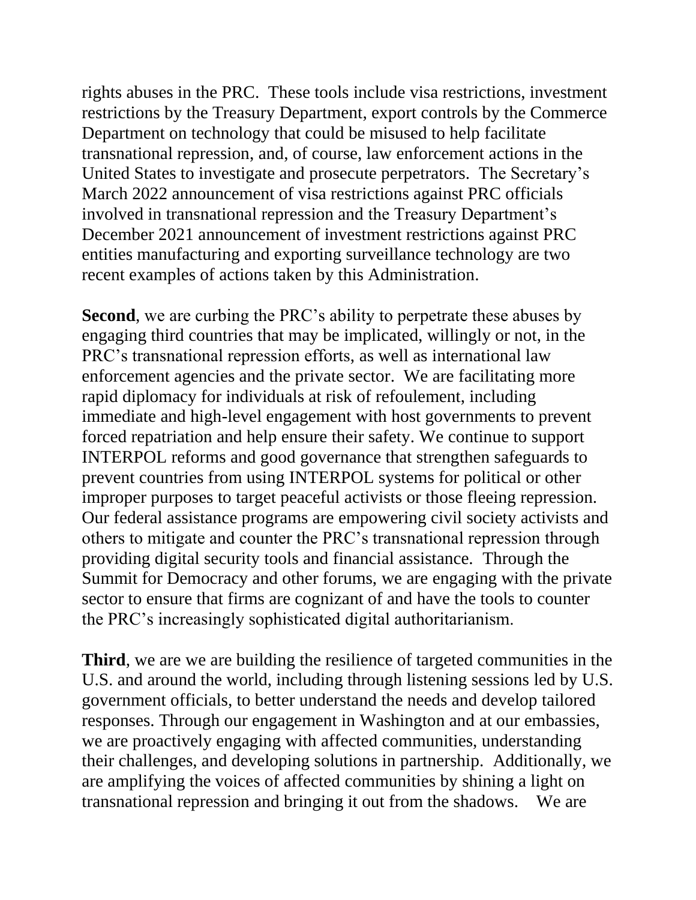rights abuses in the PRC. These tools include visa restrictions, investment restrictions by the Treasury Department, export controls by the Commerce Department on technology that could be misused to help facilitate transnational repression, and, of course, law enforcement actions in the United States to investigate and prosecute perpetrators. The Secretary's March 2022 announcement of visa restrictions against PRC officials involved in transnational repression and the Treasury Department's December 2021 announcement of investment restrictions against PRC entities manufacturing and exporting surveillance technology are two recent examples of actions taken by this Administration.

**Second**, we are curbing the PRC's ability to perpetrate these abuses by engaging third countries that may be implicated, willingly or not, in the PRC's transnational repression efforts, as well as international law enforcement agencies and the private sector. We are facilitating more rapid diplomacy for individuals at risk of refoulement, including immediate and high-level engagement with host governments to prevent forced repatriation and help ensure their safety. We continue to support INTERPOL reforms and good governance that strengthen safeguards to prevent countries from using INTERPOL systems for political or other improper purposes to target peaceful activists or those fleeing repression. Our federal assistance programs are empowering civil society activists and others to mitigate and counter the PRC's transnational repression through providing digital security tools and financial assistance. Through the Summit for Democracy and other forums, we are engaging with the private sector to ensure that firms are cognizant of and have the tools to counter the PRC's increasingly sophisticated digital authoritarianism.

**Third**, we are we are building the resilience of targeted communities in the U.S. and around the world, including through listening sessions led by U.S. government officials, to better understand the needs and develop tailored responses. Through our engagement in Washington and at our embassies, we are proactively engaging with affected communities, understanding their challenges, and developing solutions in partnership. Additionally, we are amplifying the voices of affected communities by shining a light on transnational repression and bringing it out from the shadows. We are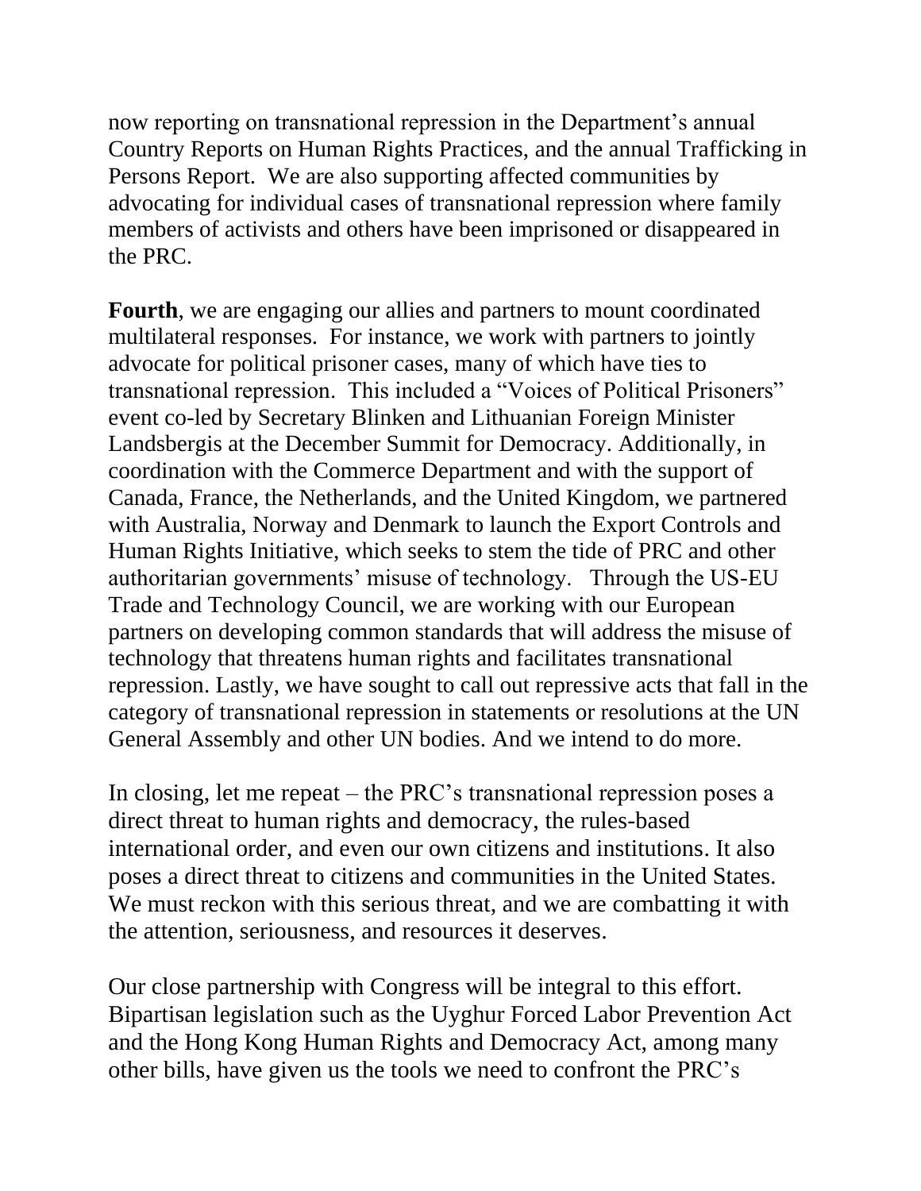now reporting on transnational repression in the Department's annual Country Reports on Human Rights Practices, and the annual Trafficking in Persons Report. We are also supporting affected communities by advocating for individual cases of transnational repression where family members of activists and others have been imprisoned or disappeared in the PRC.

**Fourth**, we are engaging our allies and partners to mount coordinated multilateral responses. For instance, we work with partners to jointly advocate for political prisoner cases, many of which have ties to transnational repression. This included a "Voices of Political Prisoners" event co-led by Secretary Blinken and Lithuanian Foreign Minister Landsbergis at the December Summit for Democracy. Additionally, in coordination with the Commerce Department and with the support of Canada, France, the Netherlands, and the United Kingdom, we partnered with Australia, Norway and Denmark to launch the Export Controls and Human Rights Initiative, which seeks to stem the tide of PRC and other authoritarian governments' misuse of technology. Through the US-EU Trade and Technology Council, we are working with our European partners on developing common standards that will address the misuse of technology that threatens human rights and facilitates transnational repression. Lastly, we have sought to call out repressive acts that fall in the category of transnational repression in statements or resolutions at the UN General Assembly and other UN bodies. And we intend to do more.

In closing, let me repeat – the PRC's transnational repression poses a direct threat to human rights and democracy, the rules-based international order, and even our own citizens and institutions. It also poses a direct threat to citizens and communities in the United States. We must reckon with this serious threat, and we are combatting it with the attention, seriousness, and resources it deserves.

Our close partnership with Congress will be integral to this effort. Bipartisan legislation such as the Uyghur Forced Labor Prevention Act and the Hong Kong Human Rights and Democracy Act, among many other bills, have given us the tools we need to confront the PRC's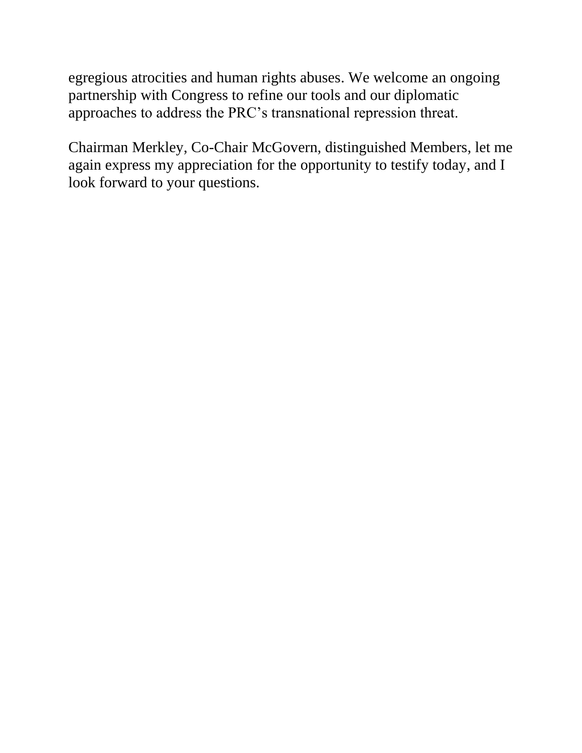egregious atrocities and human rights abuses. We welcome an ongoing partnership with Congress to refine our tools and our diplomatic approaches to address the PRC's transnational repression threat.

Chairman Merkley, Co-Chair McGovern, distinguished Members, let me again express my appreciation for the opportunity to testify today, and I look forward to your questions.